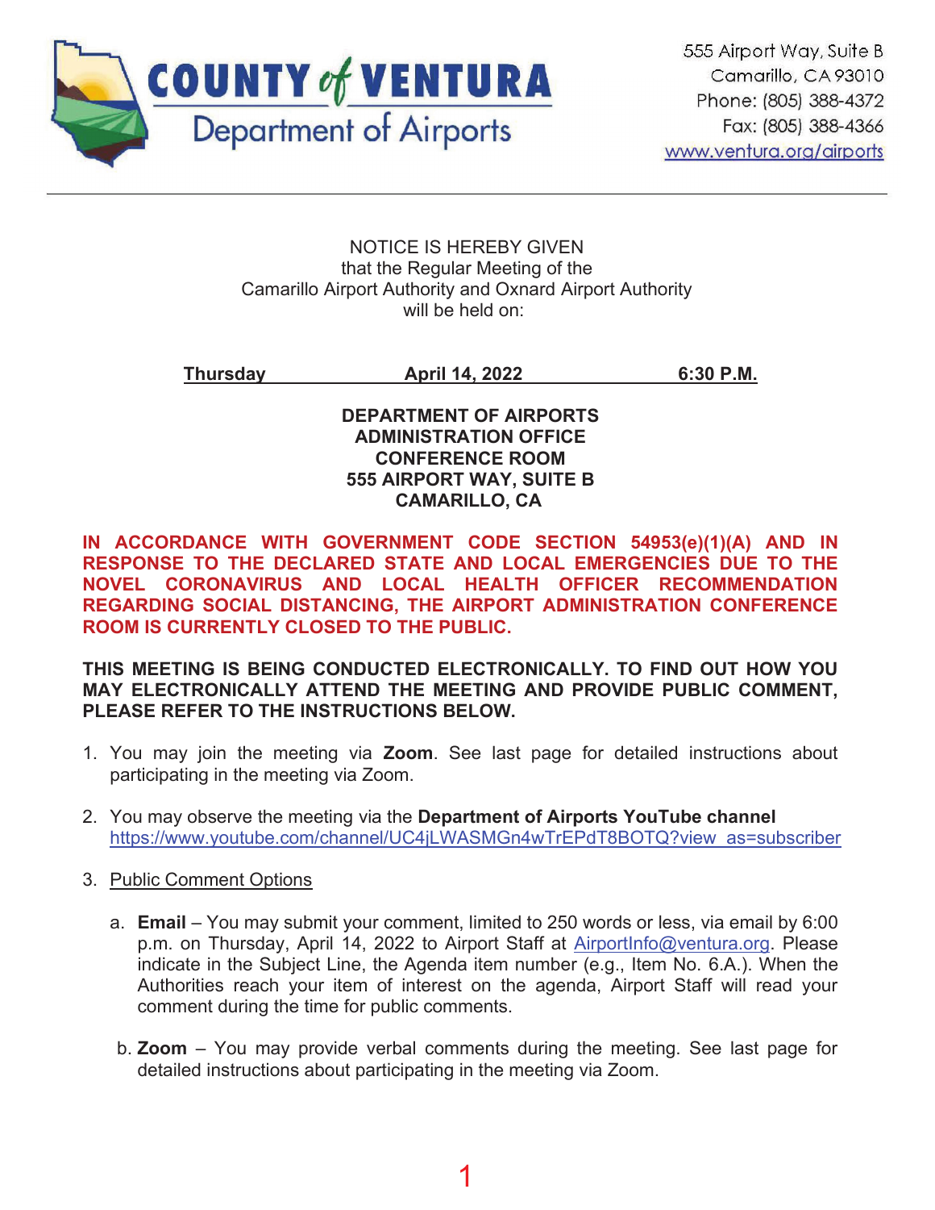# COUNTY of VENTURA
## Department of Airports

555 Airport Way, Suite B
Camarillo, CA 93010
Phone: (805) 388-4372
Fax: (805) 388-4366
www.ventura.org/airports

---

NOTICE IS HEREBY GIVEN
that the Regular Meeting of the
Camarillo Airport Authority and Oxnard Airport Authority
will be held on:

**Thursday** **April 14, 2022** **6:30 P.M.**

**DEPARTMENT OF AIRPORTS**
**ADMINISTRATION OFFICE**
**CONFERENCE ROOM**
**555 AIRPORT WAY, SUITE B**
**CAMARILLO, CA**

**IN ACCORDANCE WITH GOVERNMENT CODE SECTION 54953(e)(1)(A) AND IN RESPONSE TO THE DECLARED STATE AND LOCAL EMERGENCIES DUE TO THE NOVEL CORONAVIRUS AND LOCAL HEALTH OFFICER RECOMMENDATION REGARDING SOCIAL DISTANCING, THE AIRPORT ADMINISTRATION CONFERENCE ROOM IS CURRENTLY CLOSED TO THE PUBLIC.**

**THIS MEETING IS BEING CONDUCTED ELECTRONICALLY. TO FIND OUT HOW YOU MAY ELECTRONICALLY ATTEND THE MEETING AND PROVIDE PUBLIC COMMENT, PLEASE REFER TO THE INSTRUCTIONS BELOW.**

1. You may join the meeting via **Zoom**. See last page for detailed instructions about participating in the meeting via Zoom.

2. You may observe the meeting via the **Department of Airports YouTube channel** https://www.youtube.com/channel/UC4jLWASMGn4wTrEPdT8BOTQ?view_as=subscriber

3. Public Comment Options

   a. **Email** – You may submit your comment, limited to 250 words or less, via email by 6:00 p.m. on Thursday, April 14, 2022 to Airport Staff at AirportInfo@ventura.org. Please indicate in the Subject Line, the Agenda item number (e.g., Item No. 6.A.). When the Authorities reach your item of interest on the agenda, Airport Staff will read your comment during the time for public comments.

   b. **Zoom** – You may provide verbal comments during the meeting. See last page for detailed instructions about participating in the meeting via Zoom.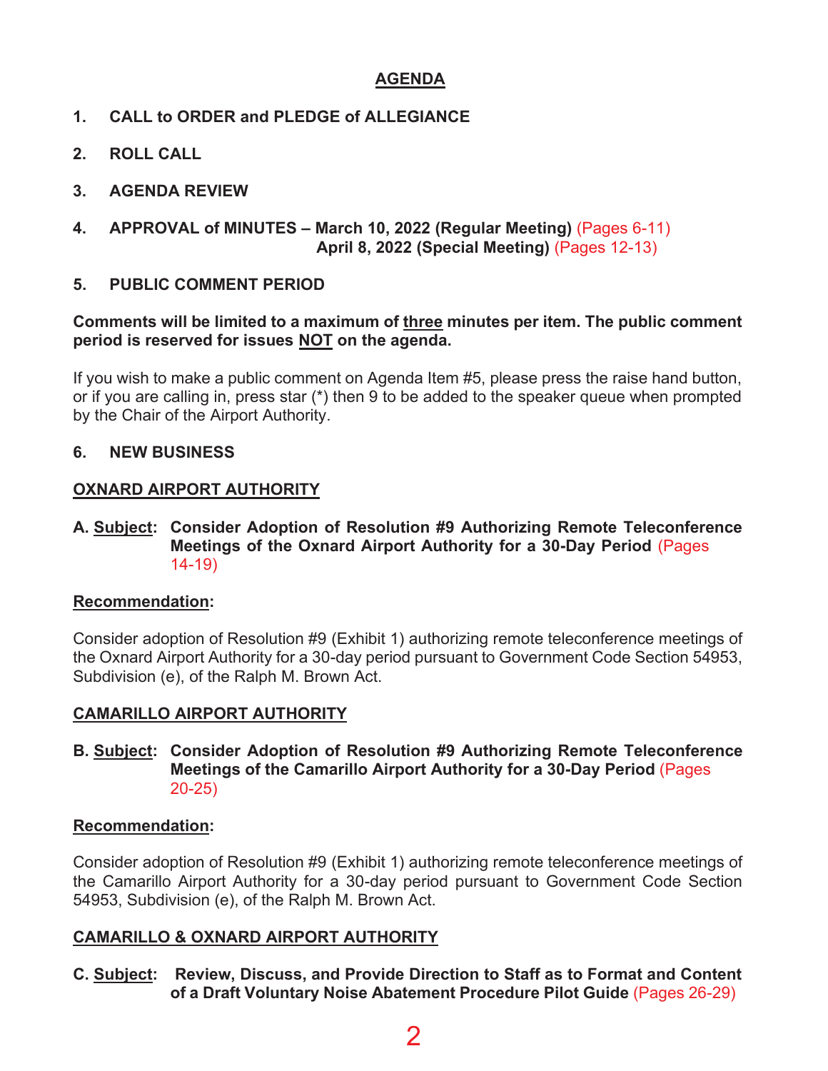## AGENDA

1. **CALL to ORDER and PLEDGE of ALLEGIANCE**

2. **ROLL CALL**

3. **AGENDA REVIEW**

4. **APPROVAL of MINUTES – March 10, 2022 (Regular Meeting)** (Pages 6-11)
   **April 8, 2022 (Special Meeting)** (Pages 12-13)

5. **PUBLIC COMMENT PERIOD**

**Comments will be limited to a maximum of three minutes per item. The public comment period is reserved for issues NOT on the agenda.**

If you wish to make a public comment on Agenda Item #5, please press the raise hand button, or if you are calling in, press star (*) then 9 to be added to the speaker queue when prompted by the Chair of the Airport Authority.

6. **NEW BUSINESS**

### OXNARD AIRPORT AUTHORITY

**A. Subject: Consider Adoption of Resolution #9 Authorizing Remote Teleconference Meetings of the Oxnard Airport Authority for a 30-Day Period** (Pages 14-19)

**Recommendation:**

Consider adoption of Resolution #9 (Exhibit 1) authorizing remote teleconference meetings of the Oxnard Airport Authority for a 30-day period pursuant to Government Code Section 54953, Subdivision (e), of the Ralph M. Brown Act.

### CAMARILLO AIRPORT AUTHORITY

**B. Subject: Consider Adoption of Resolution #9 Authorizing Remote Teleconference Meetings of the Camarillo Airport Authority for a 30-Day Period** (Pages 20-25)

**Recommendation:**

Consider adoption of Resolution #9 (Exhibit 1) authorizing remote teleconference meetings of the Camarillo Airport Authority for a 30-day period pursuant to Government Code Section 54953, Subdivision (e), of the Ralph M. Brown Act.

### CAMARILLO & OXNARD AIRPORT AUTHORITY

**C. Subject: Review, Discuss, and Provide Direction to Staff as to Format and Content of a Draft Voluntary Noise Abatement Procedure Pilot Guide** (Pages 26-29)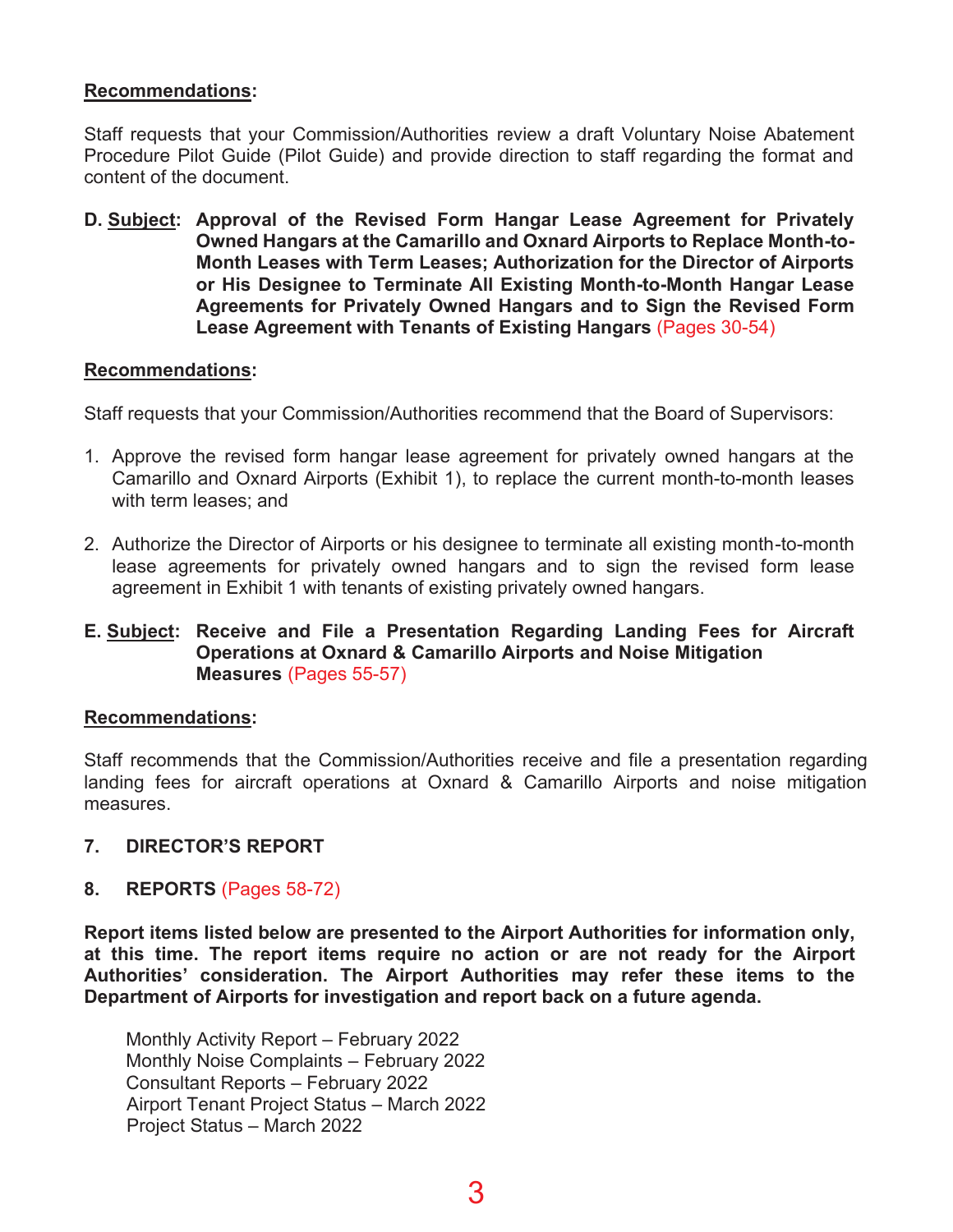**<u>Recommendations</u>:**

Staff requests that your Commission/Authorities review a draft Voluntary Noise Abatement Procedure Pilot Guide (Pilot Guide) and provide direction to staff regarding the format and content of the document.

**D. <u>Subject</u>: Approval of the Revised Form Hangar Lease Agreement for Privately Owned Hangars at the Camarillo and Oxnard Airports to Replace Month-to-Month Leases with Term Leases; Authorization for the Director of Airports or His Designee to Terminate All Existing Month-to-Month Hangar Lease Agreements for Privately Owned Hangars and to Sign the Revised Form Lease Agreement with Tenants of Existing Hangars** (Pages 30-54)

**<u>Recommendations</u>:**

Staff requests that your Commission/Authorities recommend that the Board of Supervisors:

1. Approve the revised form hangar lease agreement for privately owned hangars at the Camarillo and Oxnard Airports (Exhibit 1), to replace the current month-to-month leases with term leases; and

2. Authorize the Director of Airports or his designee to terminate all existing month-to-month lease agreements for privately owned hangars and to sign the revised form lease agreement in Exhibit 1 with tenants of existing privately owned hangars.

**E. <u>Subject</u>: Receive and File a Presentation Regarding Landing Fees for Aircraft Operations at Oxnard & Camarillo Airports and Noise Mitigation Measures** (Pages 55-57)

**<u>Recommendations</u>:**

Staff recommends that the Commission/Authorities receive and file a presentation regarding landing fees for aircraft operations at Oxnard & Camarillo Airports and noise mitigation measures.

## 7. DIRECTOR'S REPORT

## 8. REPORTS (Pages 58-72)

**Report items listed below are presented to the Airport Authorities for information only, at this time. The report items require no action or are not ready for the Airport Authorities' consideration. The Airport Authorities may refer these items to the Department of Airports for investigation and report back on a future agenda.**

Monthly Activity Report – February 2022
Monthly Noise Complaints – February 2022
Consultant Reports – February 2022
Airport Tenant Project Status – March 2022
Project Status – March 2022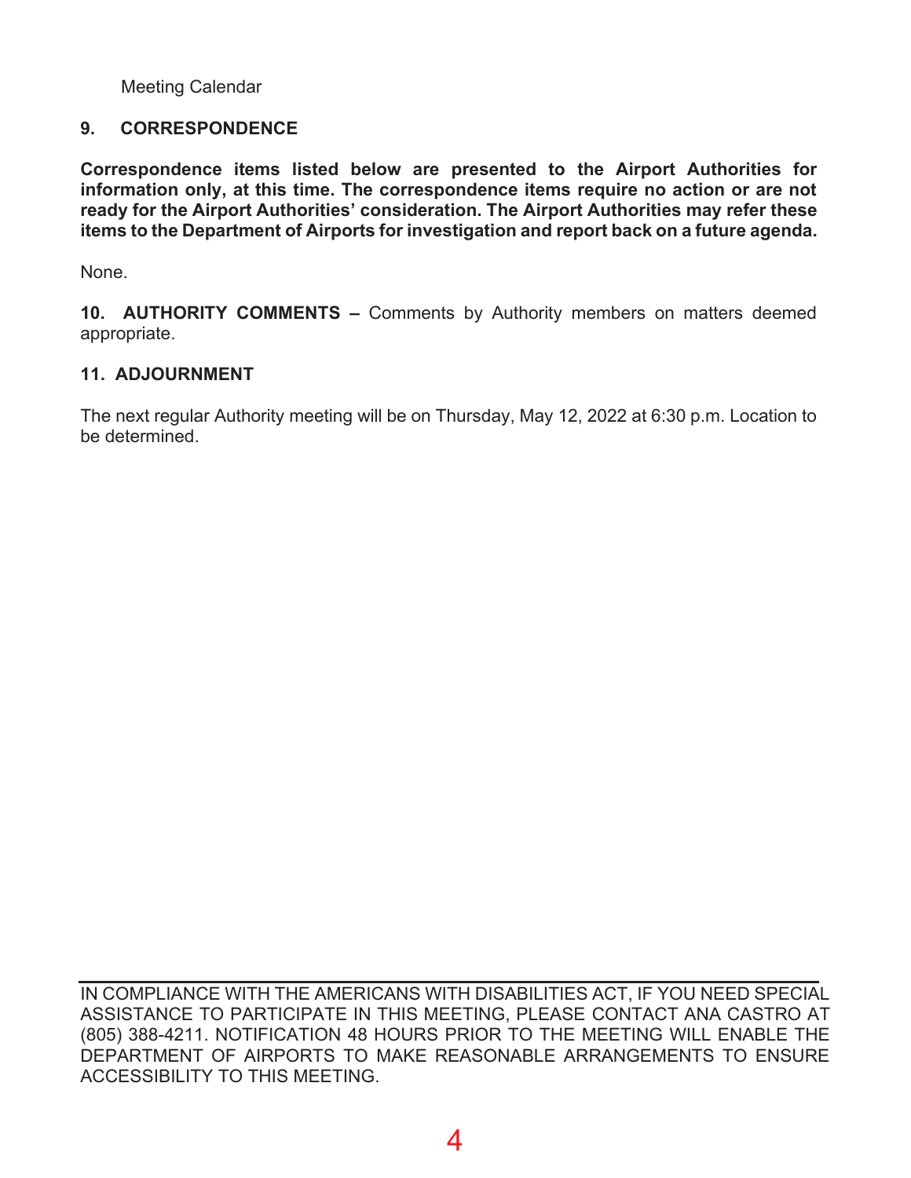Meeting Calendar

## 9. CORRESPONDENCE

**Correspondence items listed below are presented to the Airport Authorities for information only, at this time. The correspondence items require no action or are not ready for the Airport Authorities' consideration. The Airport Authorities may refer these items to the Department of Airports for investigation and report back on a future agenda.**

None.

**10. AUTHORITY COMMENTS –** Comments by Authority members on matters deemed appropriate.

## 11. ADJOURNMENT

The next regular Authority meeting will be on Thursday, May 12, 2022 at 6:30 p.m. Location to be determined.

---

IN COMPLIANCE WITH THE AMERICANS WITH DISABILITIES ACT, IF YOU NEED SPECIAL ASSISTANCE TO PARTICIPATE IN THIS MEETING, PLEASE CONTACT ANA CASTRO AT (805) 388-4211. NOTIFICATION 48 HOURS PRIOR TO THE MEETING WILL ENABLE THE DEPARTMENT OF AIRPORTS TO MAKE REASONABLE ARRANGEMENTS TO ENSURE ACCESSIBILITY TO THIS MEETING.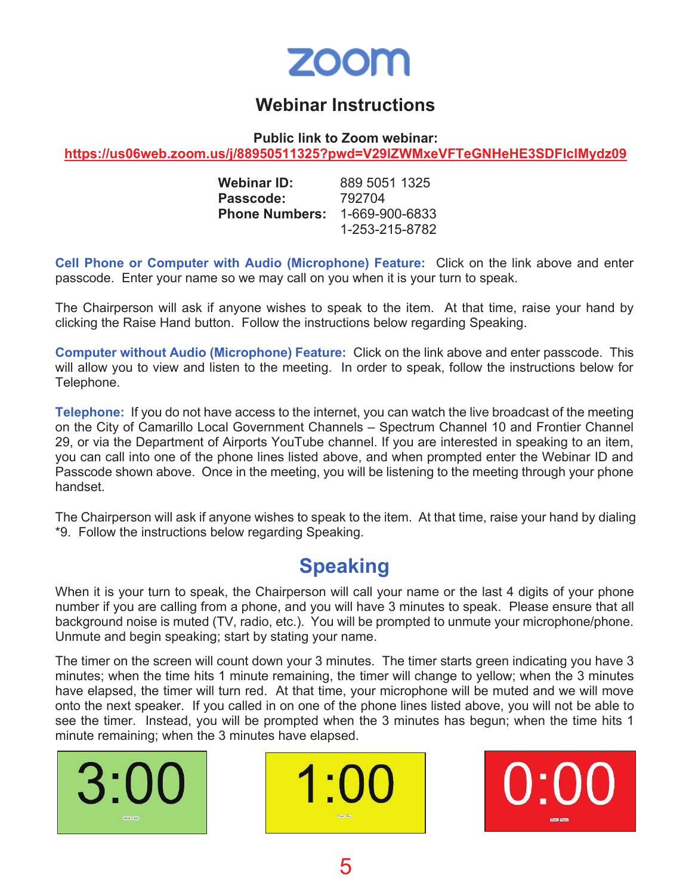zoom

# Webinar Instructions

**Public link to Zoom webinar:**
**https://us06web.zoom.us/j/88950511325?pwd=V29lZWMxeVFTeGNHeHE3SDFlclMydz09**

| | |
|---|---|
| **Webinar ID:** | 889 5051 1325 |
| **Passcode:** | 792704 |
| **Phone Numbers:** | 1-669-900-6833 |
| | 1-253-215-8782 |

**Cell Phone or Computer with Audio (Microphone) Feature:** Click on the link above and enter passcode. Enter your name so we may call on you when it is your turn to speak.

The Chairperson will ask if anyone wishes to speak to the item. At that time, raise your hand by clicking the Raise Hand button. Follow the instructions below regarding Speaking.

**Computer without Audio (Microphone) Feature:** Click on the link above and enter passcode. This will allow you to view and listen to the meeting. In order to speak, follow the instructions below for Telephone.

**Telephone:** If you do not have access to the internet, you can watch the live broadcast of the meeting on the City of Camarillo Local Government Channels – Spectrum Channel 10 and Frontier Channel 29, or via the Department of Airports YouTube channel. If you are interested in speaking to an item, you can call into one of the phone lines listed above, and when prompted enter the Webinar ID and Passcode shown above. Once in the meeting, you will be listening to the meeting through your phone handset.

The Chairperson will ask if anyone wishes to speak to the item. At that time, raise your hand by dialing *9. Follow the instructions below regarding Speaking.

## Speaking

When it is your turn to speak, the Chairperson will call your name or the last 4 digits of your phone number if you are calling from a phone, and you will have 3 minutes to speak. Please ensure that all background noise is muted (TV, radio, etc.). You will be prompted to unmute your microphone/phone. Unmute and begin speaking; start by stating your name.

The timer on the screen will count down your 3 minutes. The timer starts green indicating you have 3 minutes; when the time hits 1 minute remaining, the timer will change to yellow; when the 3 minutes have elapsed, the timer will turn red. At that time, your microphone will be muted and we will move onto the next speaker. If you called in on one of the phone lines listed above, you will not be able to see the timer. Instead, you will be prompted when the 3 minutes has begun; when the time hits 1 minute remaining; when the 3 minutes have elapsed.

3:00

1:00

0:00